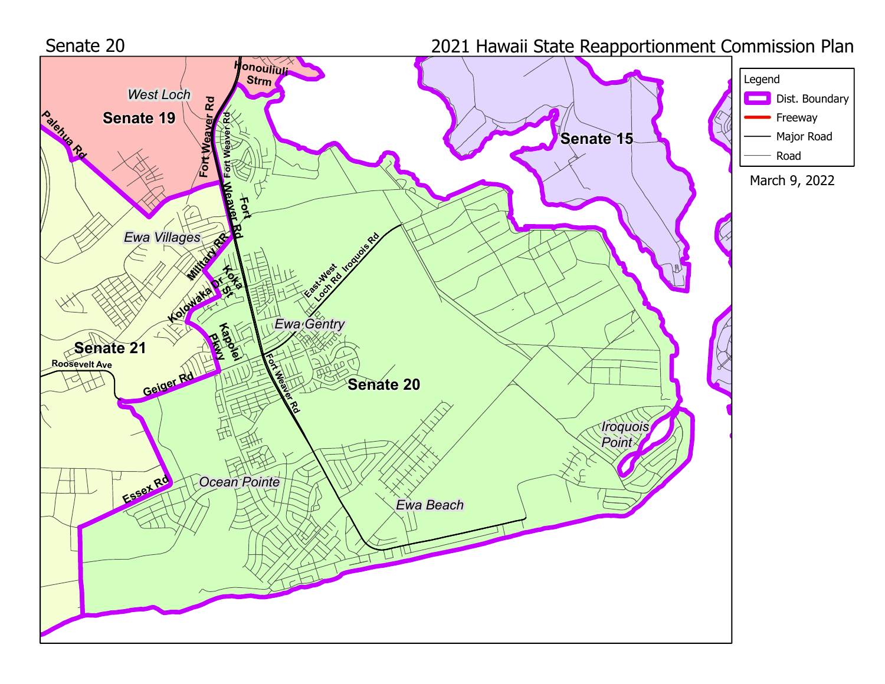Senate 20

2021 Hawaii State Reapportionment Commission Plan

Legend

- Dist. Boundary
- Freeway
- Major Road
- Road

March 9, 2022

Senate 19

Senate 15

Senate 20

Senate 21

West Loch

Ewa Villages

Ewa Gentry

Ocean Pointe

Ewa Beach

Iroquois Point

Palehua Rd

Fort Weaver Rd

Honouliuli Strm

Military Rd

Kolowaka Dr

Koka St

Kapolei Pkwy

East-West Loch Rd

Iroquois Rd

Roosevelt Ave

Geiger Rd

Essex Rd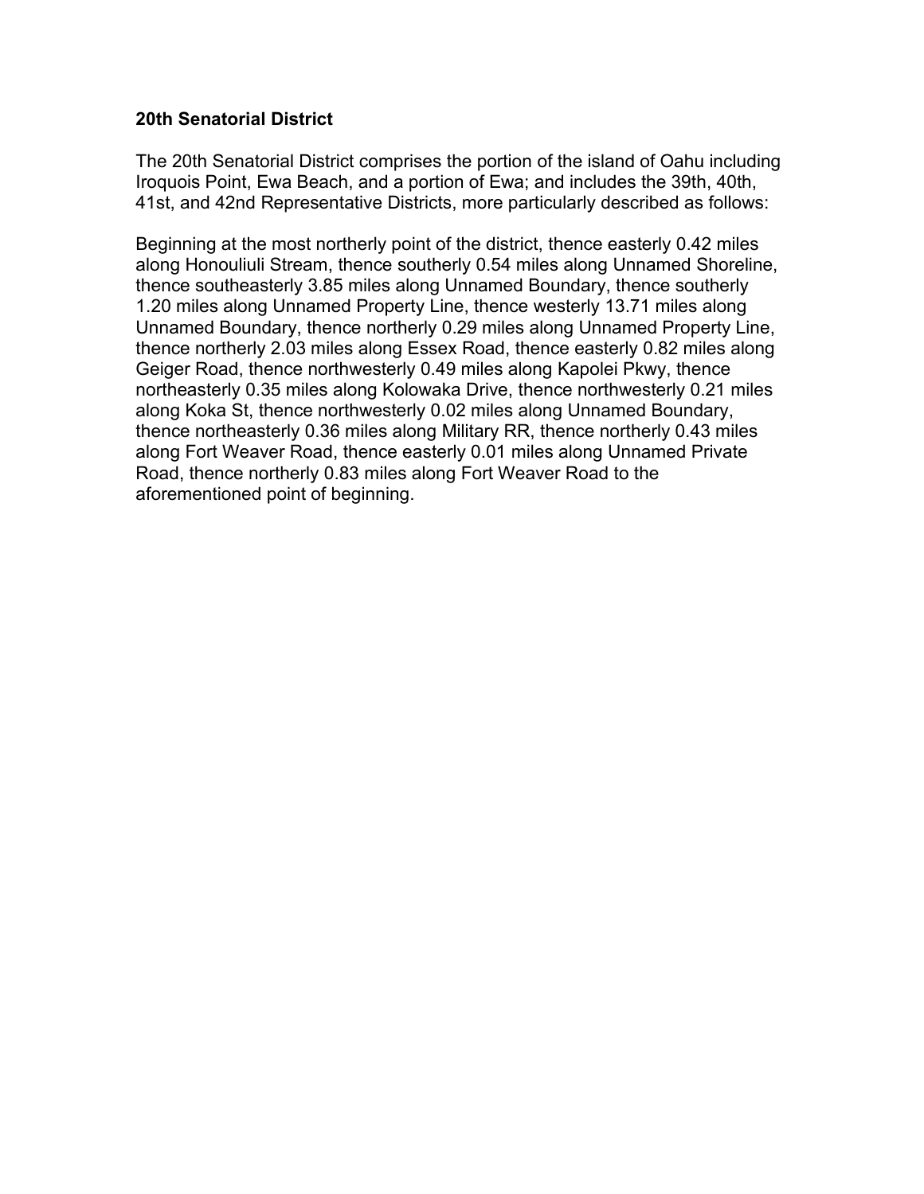**20th Senatorial District**

The 20th Senatorial District comprises the portion of the island of Oahu including Iroquois Point, Ewa Beach, and a portion of Ewa; and includes the 39th, 40th, 41st, and 42nd Representative Districts, more particularly described as follows:

Beginning at the most northerly point of the district, thence easterly 0.42 miles along Honouliuli Stream, thence southerly 0.54 miles along Unnamed Shoreline, thence southeasterly 3.85 miles along Unnamed Boundary, thence southerly 1.20 miles along Unnamed Property Line, thence westerly 13.71 miles along Unnamed Boundary, thence northerly 0.29 miles along Unnamed Property Line, thence northerly 2.03 miles along Essex Road, thence easterly 0.82 miles along Geiger Road, thence northwesterly 0.49 miles along Kapolei Pkwy, thence northeasterly 0.35 miles along Kolowaka Drive, thence northwesterly 0.21 miles along Koka St, thence northwesterly 0.02 miles along Unnamed Boundary, thence northeasterly 0.36 miles along Military RR, thence northerly 0.43 miles along Fort Weaver Road, thence easterly 0.01 miles along Unnamed Private Road, thence northerly 0.83 miles along Fort Weaver Road to the aforementioned point of beginning.